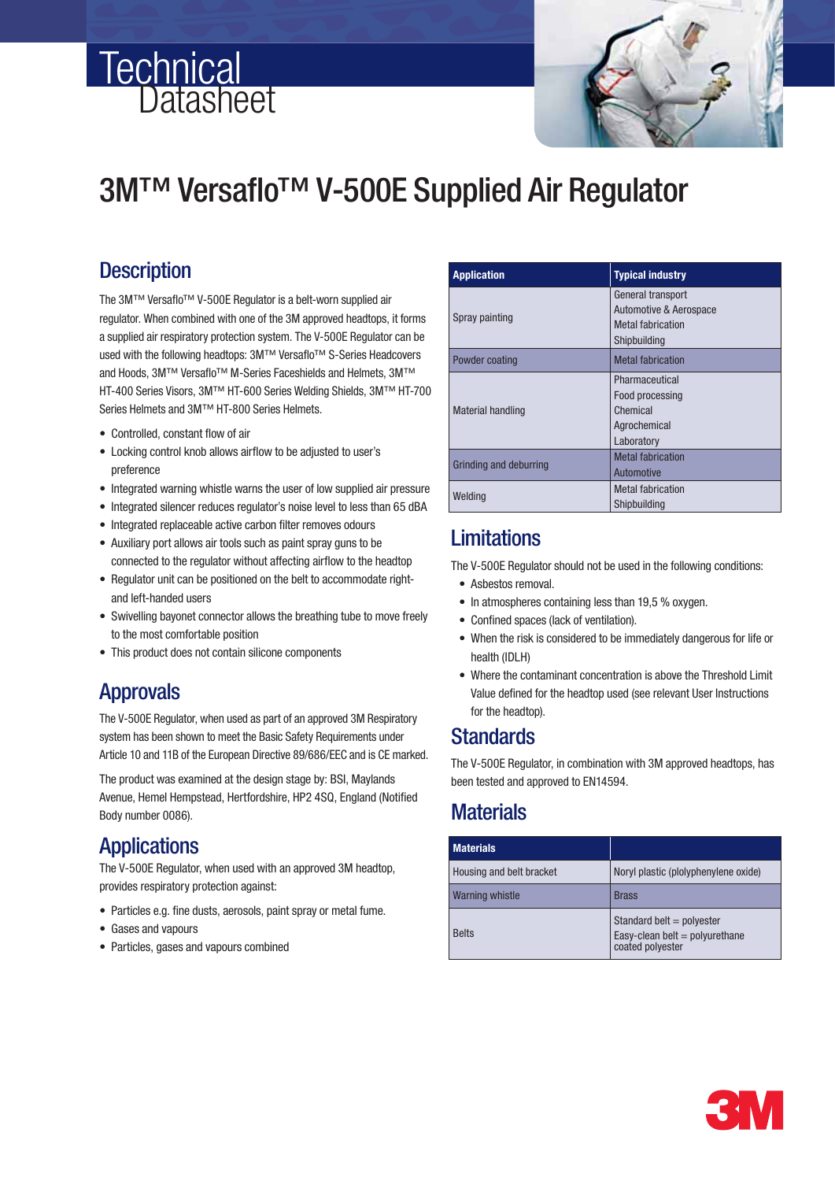# Technical Datasheet

# 3M™ Versaflo™ V-500E Supplied Air Regulator

## Description

The 3M™ Versaflo™ V-500E Regulator is a belt-worn supplied air regulator. When combined with one of the 3M approved headtops, it forms a supplied air respiratory protection system. The V-500E Regulator can be used with the following headtops: 3M™ Versaflo™ S-Series Headcovers and Hoods, 3M™ Versaflo™ M-Series Faceshields and Helmets, 3M™ HT-400 Series Visors, 3M™ HT-600 Series Welding Shields, 3M™ HT-700 Series Helmets and 3M™ HT-800 Series Helmets.

- Controlled, constant flow of air
- Locking control knob allows airflow to be adjusted to user's preference
- Integrated warning whistle warns the user of low supplied air pressure
- Integrated silencer reduces regulator's noise level to less than 65 dBA
- Integrated replaceable active carbon filter removes odours
- Auxiliary port allows air tools such as paint spray guns to be connected to the regulator without affecting airflow to the headtop
- Regulator unit can be positioned on the belt to accommodate right- and left-handed users
- Swivelling bayonet connector allows the breathing tube to move freely to the most comfortable position
- This product does not contain silicone components

## Approvals

The V-500E Regulator, when used as part of an approved 3M Respiratory system has been shown to meet the Basic Safety Requirements under Article 10 and 11B of the European Directive 89/686/EEC and is CE marked.

The product was examined at the design stage by: BSI, Maylands Avenue, Hemel Hempstead, Hertfordshire, HP2 4SQ, England (Notified Body number 0086).

## Applications

The V-500E Regulator, when used with an approved 3M headtop, provides respiratory protection against:

- Particles e.g. fine dusts, aerosols, paint spray or metal fume.
- Gases and vapours
- Particles, gases and vapours combined

| Application | Typical industry |
|---|---|
| Spray painting | General transport<br>Automotive & Aerospace<br>Metal fabrication<br>Shipbuilding |
| Powder coating | Metal fabrication |
| Material handling | Pharmaceutical<br>Food processing<br>Chemical<br>Agrochemical<br>Laboratory |
| Grinding and deburring | Metal fabrication<br>Automotive |
| Welding | Metal fabrication<br>Shipbuilding |

## Limitations

The V-500E Regulator should not be used in the following conditions:

- Asbestos removal.
- In atmospheres containing less than 19,5 % oxygen.
- Confined spaces (lack of ventilation).
- When the risk is considered to be immediately dangerous for life or health (IDLH)
- Where the contaminant concentration is above the Threshold Limit Value defined for the headtop used (see relevant User Instructions for the headtop).

## Standards

The V-500E Regulator, in combination with 3M approved headtops, has been tested and approved to EN14594.

## Materials

| Materials | |
|---|---|
| Housing and belt bracket | Noryl plastic (polyphenylene oxide) |
| Warning whistle | Brass |
| Belts | Standard belt = polyester<br>Easy-clean belt = polyurethane coated polyester |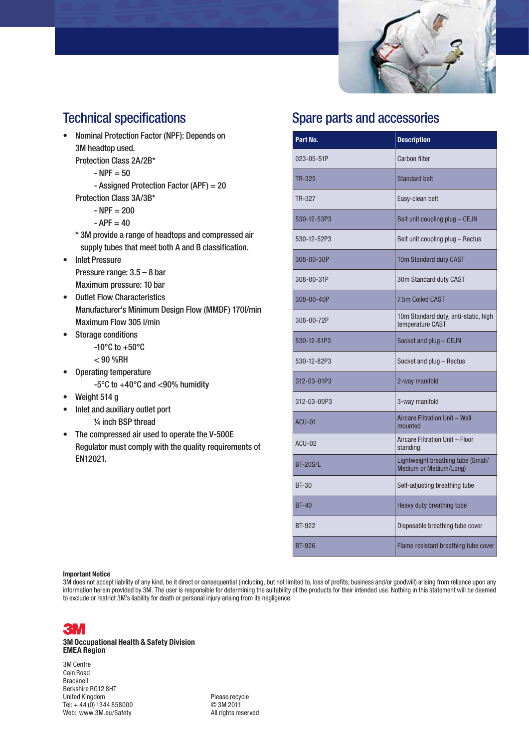## Technical specifications

- Nominal Protection Factor (NPF): Depends on 3M headtop used.
  Protection Class 2A/2B*
  - NPF = 50
  - Assigned Protection Factor (APF) = 20

  Protection Class 3A/3B*
  - NPF = 200
  - APF = 40

  * 3M provide a range of headtops and compressed air supply tubes that meet both A and B classification.
- Inlet Pressure
  Pressure range: 3.5 – 8 bar
  Maximum pressure: 10 bar
- Outlet Flow Characteristics
  Manufacturer's Minimum Design Flow (MMDF) 170l/min
  Maximum Flow 305 l/min
- Storage conditions
  -10°C to +50°C
  < 90 %RH
- Operating temperature
  -5°C to +40°C and <90% humidity
- Weight 514 g
- Inlet and auxiliary outlet port
  ¼ inch BSP thread
- The compressed air used to operate the V-500E Regulator must comply with the quality requirements of EN12021.

## Spare parts and accessories

| Part No. | Description |
|---|---|
| 023-05-51P | Carbon filter |
| TR-325 | Standard belt |
| TR-327 | Easy-clean belt |
| 530-12-53P3 | Belt unit coupling plug – CEJN |
| 530-12-52P3 | Belt unit coupling plug – Rectus |
| 308-00-30P | 10m Standard duty CAST |
| 308-00-31P | 30m Standard duty CAST |
| 308-00-40P | 7.5m Coiled CAST |
| 308-00-72P | 10m Standard duty, anti-static, high temperature CAST |
| 530-12-81P3 | Socket and plug – CEJN |
| 530-12-82P3 | Socket and plug – Rectus |
| 312-03-01P3 | 2-way manifold |
| 312-03-00P3 | 3-way manifold |
| ACU-01 | Aircare Filtration Unit – Wall mounted |
| ACU-02 | Aircare Filtration Unit – Floor standing |
| BT-20S/L | Lightweight breathing tube (Small/ Medium or Medium/Long) |
| BT-30 | Self-adjusting breathing tube |
| BT-40 | Heavy duty breathing tube |
| BT-922 | Disposable breathing tube cover |
| BT-926 | Flame resistant breathing tube cover |

**Important Notice**
3M does not accept liability of any kind, be it direct or consequential (including, but not limited to, loss of profits, business and/or goodwill) arising from reliance upon any information herein provided by 3M. The user is responsible for determining the suitability of the products for their intended use. Nothing in this statement will be deemed to exclude or restrict 3M's liability for death or personal injury arising from its negligence.

3M

**3M Occupational Health & Safety Division**
**EMEA Region**

3M Centre
Cain Road
Bracknell
Berkshire RG12 8HT
United Kingdom
Tel: + 44 (0) 1344 858000
Web: www.3M.eu/Safety

Please recycle
© 3M 2011
All rights reserved